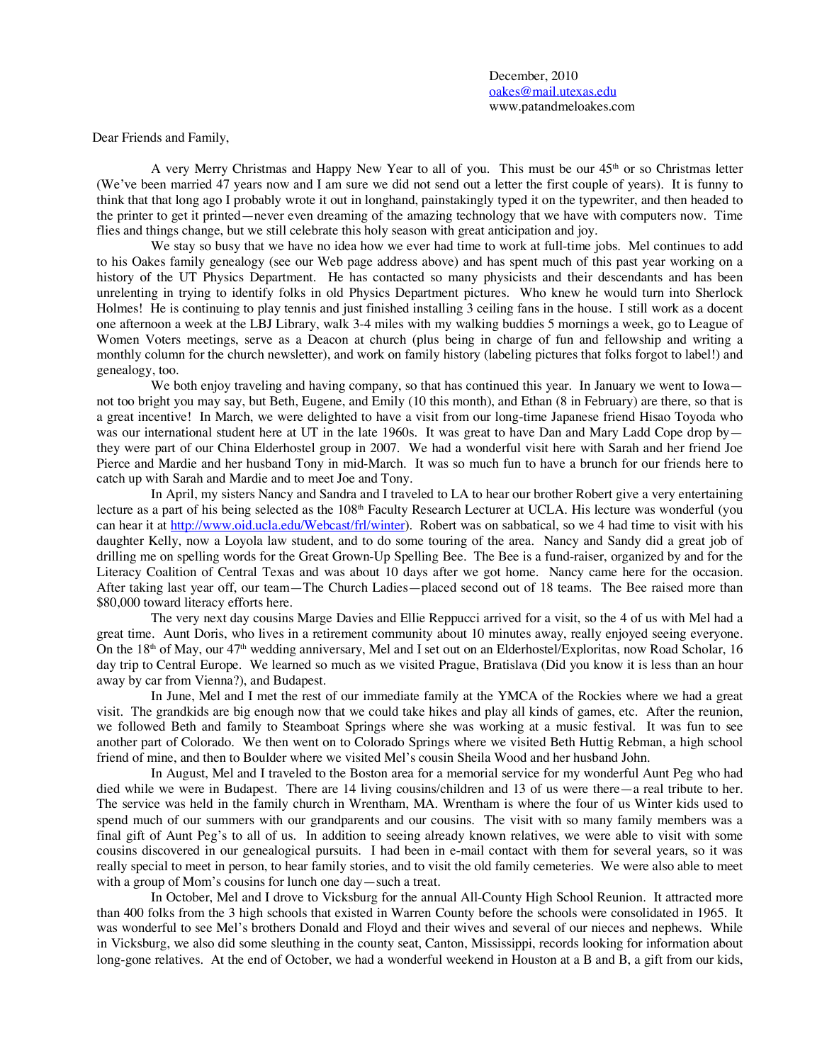December, 2010
oakes@mail.utexas.edu
www.patandmeloakes.com

Dear Friends and Family,

A very Merry Christmas and Happy New Year to all of you. This must be our 45th or so Christmas letter (We've been married 47 years now and I am sure we did not send out a letter the first couple of years). It is funny to think that that long ago I probably wrote it out in longhand, painstakingly typed it on the typewriter, and then headed to the printer to get it printed—never even dreaming of the amazing technology that we have with computers now. Time flies and things change, but we still celebrate this holy season with great anticipation and joy.

We stay so busy that we have no idea how we ever had time to work at full-time jobs. Mel continues to add to his Oakes family genealogy (see our Web page address above) and has spent much of this past year working on a history of the UT Physics Department. He has contacted so many physicists and their descendants and has been unrelenting in trying to identify folks in old Physics Department pictures. Who knew he would turn into Sherlock Holmes! He is continuing to play tennis and just finished installing 3 ceiling fans in the house. I still work as a docent one afternoon a week at the LBJ Library, walk 3-4 miles with my walking buddies 5 mornings a week, go to League of Women Voters meetings, serve as a Deacon at church (plus being in charge of fun and fellowship and writing a monthly column for the church newsletter), and work on family history (labeling pictures that folks forgot to label!) and genealogy, too.

We both enjoy traveling and having company, so that has continued this year. In January we went to Iowa—not too bright you may say, but Beth, Eugene, and Emily (10 this month), and Ethan (8 in February) are there, so that is a great incentive! In March, we were delighted to have a visit from our long-time Japanese friend Hisao Toyoda who was our international student here at UT in the late 1960s. It was great to have Dan and Mary Ladd Cope drop by—they were part of our China Elderhostel group in 2007. We had a wonderful visit here with Sarah and her friend Joe Pierce and Mardie and her husband Tony in mid-March. It was so much fun to have a brunch for our friends here to catch up with Sarah and Mardie and to meet Joe and Tony.

In April, my sisters Nancy and Sandra and I traveled to LA to hear our brother Robert give a very entertaining lecture as a part of his being selected as the 108th Faculty Research Lecturer at UCLA. His lecture was wonderful (you can hear it at http://www.oid.ucla.edu/Webcast/frl/winter). Robert was on sabbatical, so we 4 had time to visit with his daughter Kelly, now a Loyola law student, and to do some touring of the area. Nancy and Sandy did a great job of drilling me on spelling words for the Great Grown-Up Spelling Bee. The Bee is a fund-raiser, organized by and for the Literacy Coalition of Central Texas and was about 10 days after we got home. Nancy came here for the occasion. After taking last year off, our team—The Church Ladies—placed second out of 18 teams. The Bee raised more than $80,000 toward literacy efforts here.

The very next day cousins Marge Davies and Ellie Reppucci arrived for a visit, so the 4 of us with Mel had a great time. Aunt Doris, who lives in a retirement community about 10 minutes away, really enjoyed seeing everyone. On the 18th of May, our 47th wedding anniversary, Mel and I set out on an Elderhostel/Exploritas, now Road Scholar, 16 day trip to Central Europe. We learned so much as we visited Prague, Bratislava (Did you know it is less than an hour away by car from Vienna?), and Budapest.

In June, Mel and I met the rest of our immediate family at the YMCA of the Rockies where we had a great visit. The grandkids are big enough now that we could take hikes and play all kinds of games, etc. After the reunion, we followed Beth and family to Steamboat Springs where she was working at a music festival. It was fun to see another part of Colorado. We then went on to Colorado Springs where we visited Beth Huttig Rebman, a high school friend of mine, and then to Boulder where we visited Mel's cousin Sheila Wood and her husband John.

In August, Mel and I traveled to the Boston area for a memorial service for my wonderful Aunt Peg who had died while we were in Budapest. There are 14 living cousins/children and 13 of us were there—a real tribute to her. The service was held in the family church in Wrentham, MA. Wrentham is where the four of us Winter kids used to spend much of our summers with our grandparents and our cousins. The visit with so many family members was a final gift of Aunt Peg's to all of us. In addition to seeing already known relatives, we were able to visit with some cousins discovered in our genealogical pursuits. I had been in e-mail contact with them for several years, so it was really special to meet in person, to hear family stories, and to visit the old family cemeteries. We were also able to meet with a group of Mom's cousins for lunch one day—such a treat.

In October, Mel and I drove to Vicksburg for the annual All-County High School Reunion. It attracted more than 400 folks from the 3 high schools that existed in Warren County before the schools were consolidated in 1965. It was wonderful to see Mel's brothers Donald and Floyd and their wives and several of our nieces and nephews. While in Vicksburg, we also did some sleuthing in the county seat, Canton, Mississippi, records looking for information about long-gone relatives. At the end of October, we had a wonderful weekend in Houston at a B and B, a gift from our kids,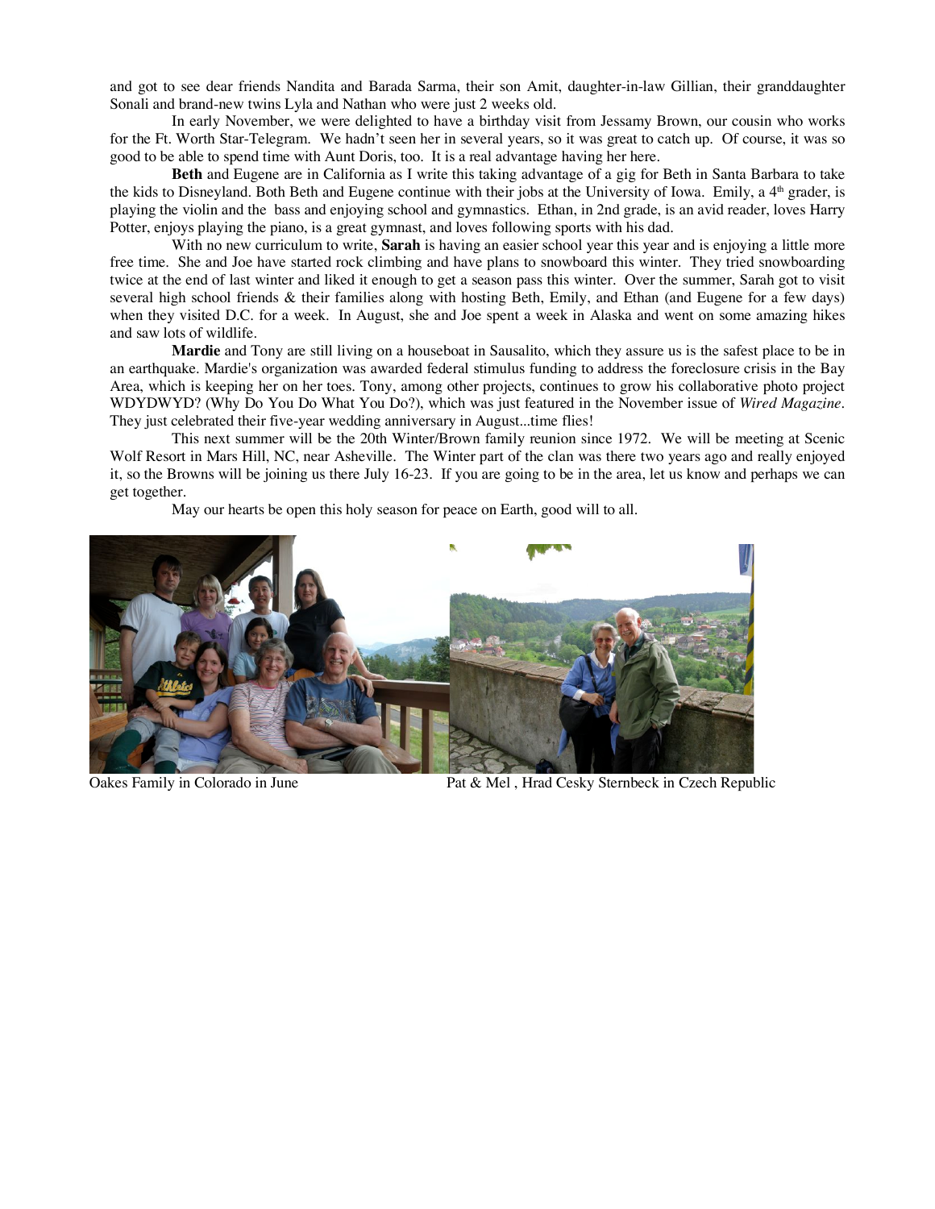and got to see dear friends Nandita and Barada Sarma, their son Amit, daughter-in-law Gillian, their granddaughter Sonali and brand-new twins Lyla and Nathan who were just 2 weeks old.

In early November, we were delighted to have a birthday visit from Jessamy Brown, our cousin who works for the Ft. Worth Star-Telegram. We hadn't seen her in several years, so it was great to catch up. Of course, it was so good to be able to spend time with Aunt Doris, too. It is a real advantage having her here.

**Beth** and Eugene are in California as I write this taking advantage of a gig for Beth in Santa Barbara to take the kids to Disneyland. Both Beth and Eugene continue with their jobs at the University of Iowa. Emily, a 4th grader, is playing the violin and the bass and enjoying school and gymnastics. Ethan, in 2nd grade, is an avid reader, loves Harry Potter, enjoys playing the piano, is a great gymnast, and loves following sports with his dad.

With no new curriculum to write, **Sarah** is having an easier school year this year and is enjoying a little more free time. She and Joe have started rock climbing and have plans to snowboard this winter. They tried snowboarding twice at the end of last winter and liked it enough to get a season pass this winter. Over the summer, Sarah got to visit several high school friends & their families along with hosting Beth, Emily, and Ethan (and Eugene for a few days) when they visited D.C. for a week. In August, she and Joe spent a week in Alaska and went on some amazing hikes and saw lots of wildlife.

**Mardie** and Tony are still living on a houseboat in Sausalito, which they assure us is the safest place to be in an earthquake. Mardie's organization was awarded federal stimulus funding to address the foreclosure crisis in the Bay Area, which is keeping her on her toes. Tony, among other projects, continues to grow his collaborative photo project WDYDWYD? (Why Do You Do What You Do?), which was just featured in the November issue of *Wired Magazine*. They just celebrated their five-year wedding anniversary in August...time flies!

This next summer will be the 20th Winter/Brown family reunion since 1972. We will be meeting at Scenic Wolf Resort in Mars Hill, NC, near Asheville. The Winter part of the clan was there two years ago and really enjoyed it, so the Browns will be joining us there July 16-23. If you are going to be in the area, let us know and perhaps we can get together.

May our hearts be open this holy season for peace on Earth, good will to all.

Oakes Family in Colorado in June

Pat & Mel , Hrad Cesky Sternbeck in Czech Republic